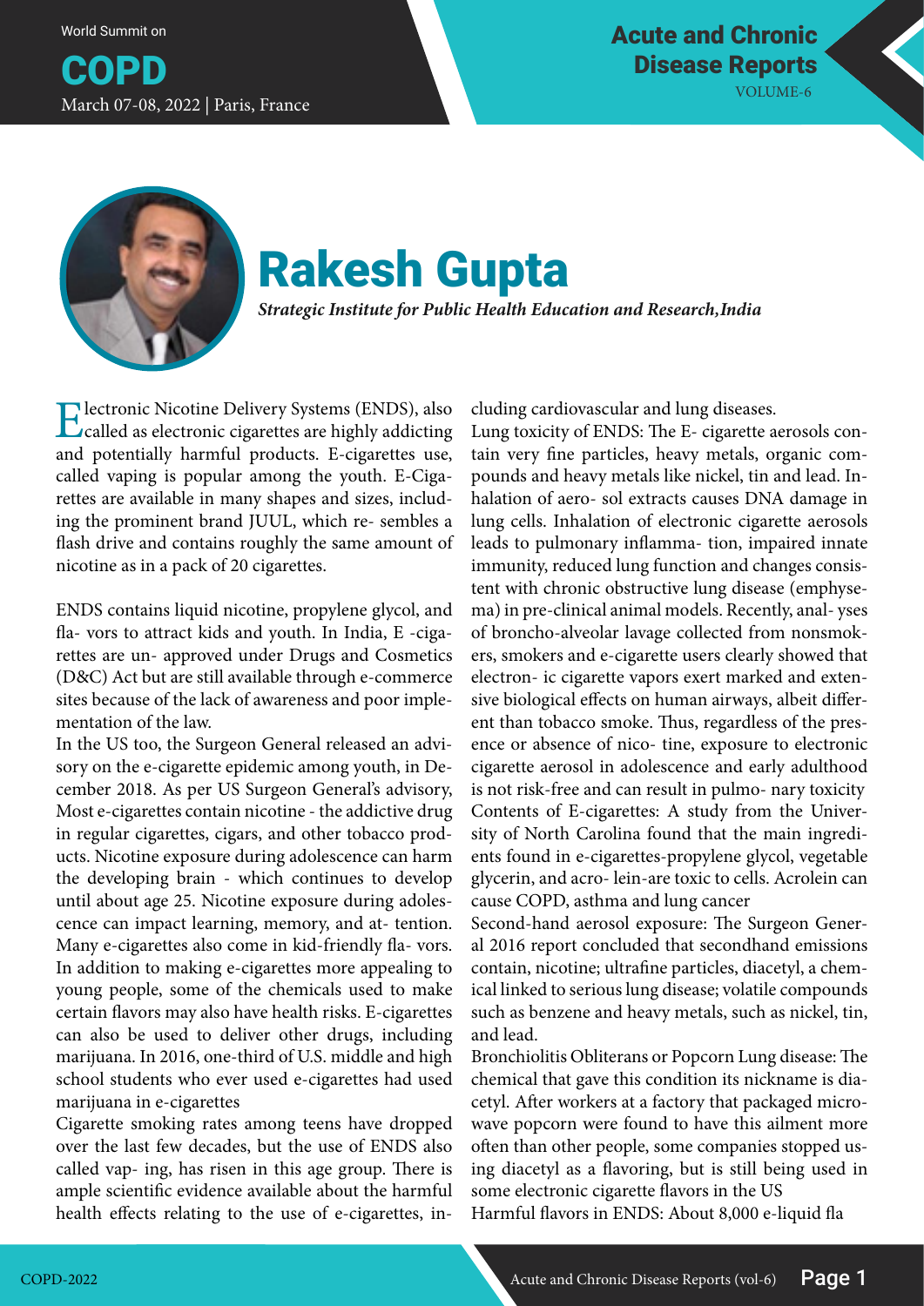# Rakesh Gupta

***Strategic Institute for Public Health Education and Research,India***

Electronic Nicotine Delivery Systems (ENDS), also called as electronic cigarettes are highly addicting and potentially harmful products. E-cigarettes use, called vaping is popular among the youth. E-Cigarettes are available in many shapes and sizes, including the prominent brand JUUL, which re- sembles a flash drive and contains roughly the same amount of nicotine as in a pack of 20 cigarettes.

ENDS contains liquid nicotine, propylene glycol, and fla- vors to attract kids and youth. In India, E -cigarettes are un- approved under Drugs and Cosmetics (D&C) Act but are still available through e-commerce sites because of the lack of awareness and poor implementation of the law.

In the US too, the Surgeon General released an advisory on the e-cigarette epidemic among youth, in December 2018. As per US Surgeon General's advisory, Most e-cigarettes contain nicotine - the addictive drug in regular cigarettes, cigars, and other tobacco products. Nicotine exposure during adolescence can harm the developing brain - which continues to develop until about age 25. Nicotine exposure during adolescence can impact learning, memory, and at- tention. Many e-cigarettes also come in kid-friendly fla- vors. In addition to making e-cigarettes more appealing to young people, some of the chemicals used to make certain flavors may also have health risks. E-cigarettes can also be used to deliver other drugs, including marijuana. In 2016, one-third of U.S. middle and high school students who ever used e-cigarettes had used marijuana in e-cigarettes

Cigarette smoking rates among teens have dropped over the last few decades, but the use of ENDS also called vap- ing, has risen in this age group. There is ample scientific evidence available about the harmful health effects relating to the use of e-cigarettes, including cardiovascular and lung diseases.

Lung toxicity of ENDS: The E- cigarette aerosols contain very fine particles, heavy metals, organic compounds and heavy metals like nickel, tin and lead. Inhalation of aero- sol extracts causes DNA damage in lung cells. Inhalation of electronic cigarette aerosols leads to pulmonary inflamma- tion, impaired innate immunity, reduced lung function and changes consistent with chronic obstructive lung disease (emphysema) in pre-clinical animal models. Recently, anal- yses of broncho-alveolar lavage collected from nonsmokers, smokers and e-cigarette users clearly showed that electron- ic cigarette vapors exert marked and extensive biological effects on human airways, albeit different than tobacco smoke. Thus, regardless of the presence or absence of nico- tine, exposure to electronic cigarette aerosol in adolescence and early adulthood is not risk-free and can result in pulmo- nary toxicity

Contents of E-cigarettes: A study from the University of North Carolina found that the main ingredients found in e-cigarettes-propylene glycol, vegetable glycerin, and acro- lein-are toxic to cells. Acrolein can cause COPD, asthma and lung cancer

Second-hand aerosol exposure: The Surgeon General 2016 report concluded that secondhand emissions contain, nicotine; ultrafine particles, diacetyl, a chemical linked to serious lung disease; volatile compounds such as benzene and heavy metals, such as nickel, tin, and lead.

Bronchiolitis Obliterans or Popcorn Lung disease: The chemical that gave this condition its nickname is diacetyl. After workers at a factory that packaged microwave popcorn were found to have this ailment more often than other people, some companies stopped using diacetyl as a flavoring, but is still being used in some electronic cigarette flavors in the US

Harmful flavors in ENDS: About 8,000 e-liquid fla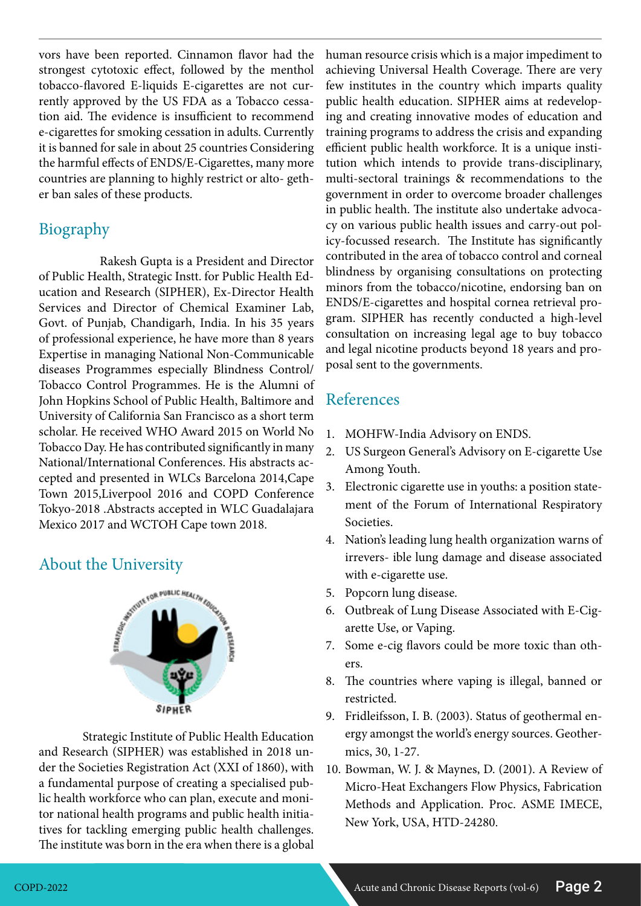vors have been reported. Cinnamon flavor had the strongest cytotoxic effect, followed by the menthol tobacco-flavored E-liquids E-cigarettes are not currently approved by the US FDA as a Tobacco cessation aid. The evidence is insufficient to recommend e-cigarettes for smoking cessation in adults. Currently it is banned for sale in about 25 countries Considering the harmful effects of ENDS/E-Cigarettes, many more countries are planning to highly restrict or alto- gether ban sales of these products.

## Biography

Rakesh Gupta is a President and Director of Public Health, Strategic Instt. for Public Health Education and Research (SIPHER), Ex-Director Health Services and Director of Chemical Examiner Lab, Govt. of Punjab, Chandigarh, India. In his 35 years of professional experience, he have more than 8 years Expertise in managing National Non-Communicable diseases Programmes especially Blindness Control/ Tobacco Control Programmes. He is the Alumni of John Hopkins School of Public Health, Baltimore and University of California San Francisco as a short term scholar. He received WHO Award 2015 on World No Tobacco Day. He has contributed significantly in many National/International Conferences. His abstracts accepted and presented in WLCs Barcelona 2014,Cape Town 2015,Liverpool 2016 and COPD Conference Tokyo-2018 .Abstracts accepted in WLC Guadalajara Mexico 2017 and WCTOH Cape town 2018.

## About the University

STRATEGIC INSTITUTE FOR PUBLIC HEALTH EDUCATION & RESEARCH

SIPHER

Strategic Institute of Public Health Education and Research (SIPHER) was established in 2018 under the Societies Registration Act (XXI of 1860), with a fundamental purpose of creating a specialised public health workforce who can plan, execute and monitor national health programs and public health initiatives for tackling emerging public health challenges. The institute was born in the era when there is a global human resource crisis which is a major impediment to achieving Universal Health Coverage. There are very few institutes in the country which imparts quality public health education. SIPHER aims at redeveloping and creating innovative modes of education and training programs to address the crisis and expanding efficient public health workforce. It is a unique institution which intends to provide trans-disciplinary, multi-sectoral trainings & recommendations to the government in order to overcome broader challenges in public health. The institute also undertake advocacy on various public health issues and carry-out policy-focussed research. The Institute has significantly contributed in the area of tobacco control and corneal blindness by organising consultations on protecting minors from the tobacco/nicotine, endorsing ban on ENDS/E-cigarettes and hospital cornea retrieval program. SIPHER has recently conducted a high-level consultation on increasing legal age to buy tobacco and legal nicotine products beyond 18 years and proposal sent to the governments.

## References

1. MOHFW-India Advisory on ENDS.
2. US Surgeon General's Advisory on E-cigarette Use Among Youth.
3. Electronic cigarette use in youths: a position statement of the Forum of International Respiratory Societies.
4. Nation's leading lung health organization warns of irrevers- ible lung damage and disease associated with e-cigarette use.
5. Popcorn lung disease.
6. Outbreak of Lung Disease Associated with E-Cigarette Use, or Vaping.
7. Some e-cig flavors could be more toxic than others.
8. The countries where vaping is illegal, banned or restricted.
9. Fridleifsson, I. B. (2003). Status of geothermal energy amongst the world's energy sources. Geothermics, 30, 1-27.
10. Bowman, W. J. & Maynes, D. (2001). A Review of Micro-Heat Exchangers Flow Physics, Fabrication Methods and Application. Proc. ASME IMECE, New York, USA, HTD-24280.